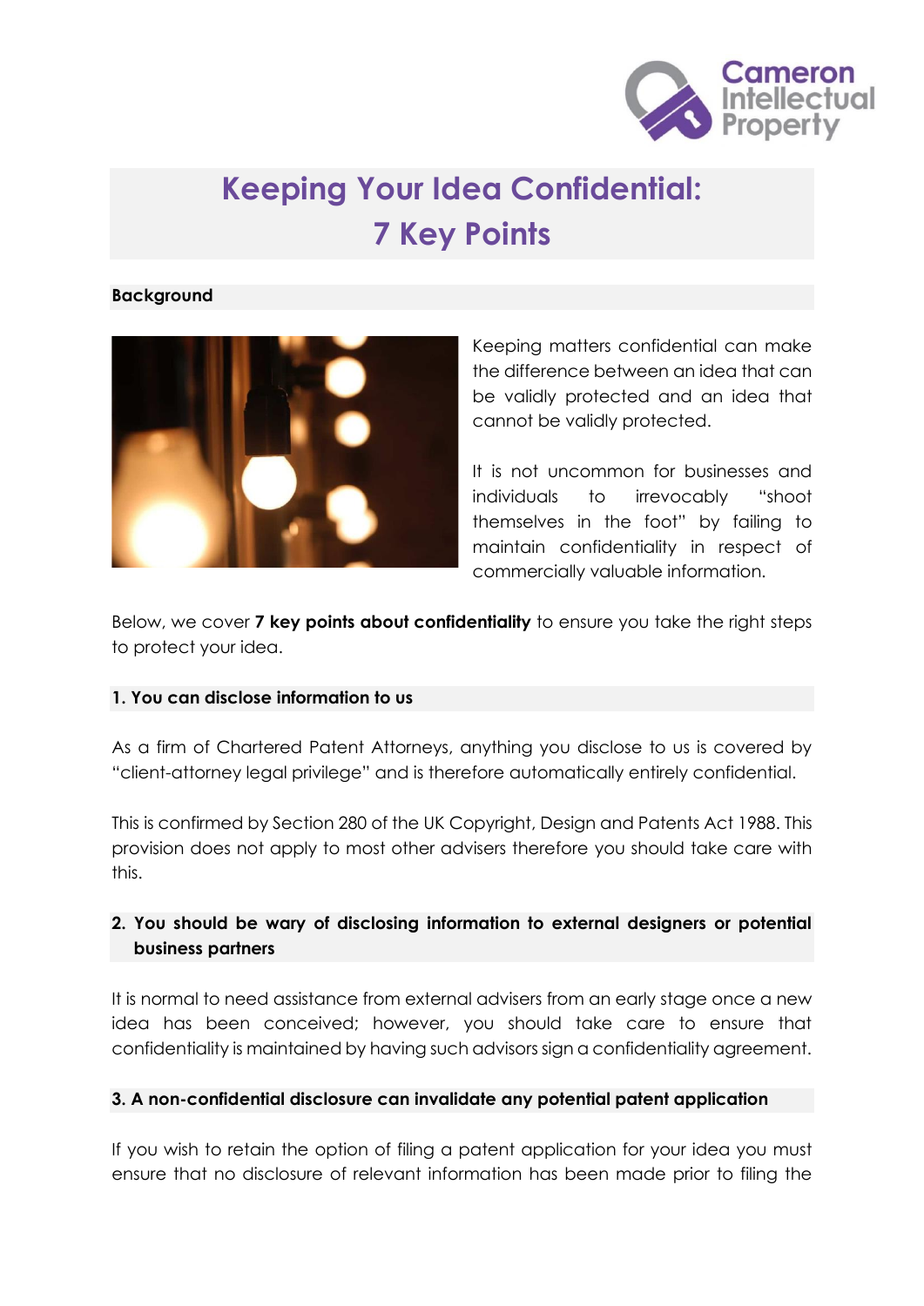# Keeping Your Idea Confidential: 7 Key Points

## Background

Keeping matters confidential can make the difference between an idea that can be validly protected and an idea that cannot be validly protected.

It is not uncommon for businesses and individuals to irrevocably "shoot themselves in the foot" by failing to maintain confidentiality in respect of commercially valuable information.

Below, we cover **7 key points about confidentiality** to ensure you take the right steps to protect your idea.

## 1. You can disclose information to us

As a firm of Chartered Patent Attorneys, anything you disclose to us is covered by "client-attorney legal privilege" and is therefore automatically entirely confidential.

This is confirmed by Section 280 of the UK Copyright, Design and Patents Act 1988. This provision does not apply to most other advisers therefore you should take care with this.

## 2. You should be wary of disclosing information to external designers or potential business partners

It is normal to need assistance from external advisers from an early stage once a new idea has been conceived; however, you should take care to ensure that confidentiality is maintained by having such advisors sign a confidentiality agreement.

## 3. A non-confidential disclosure can invalidate any potential patent application

If you wish to retain the option of filing a patent application for your idea you must ensure that no disclosure of relevant information has been made prior to filing the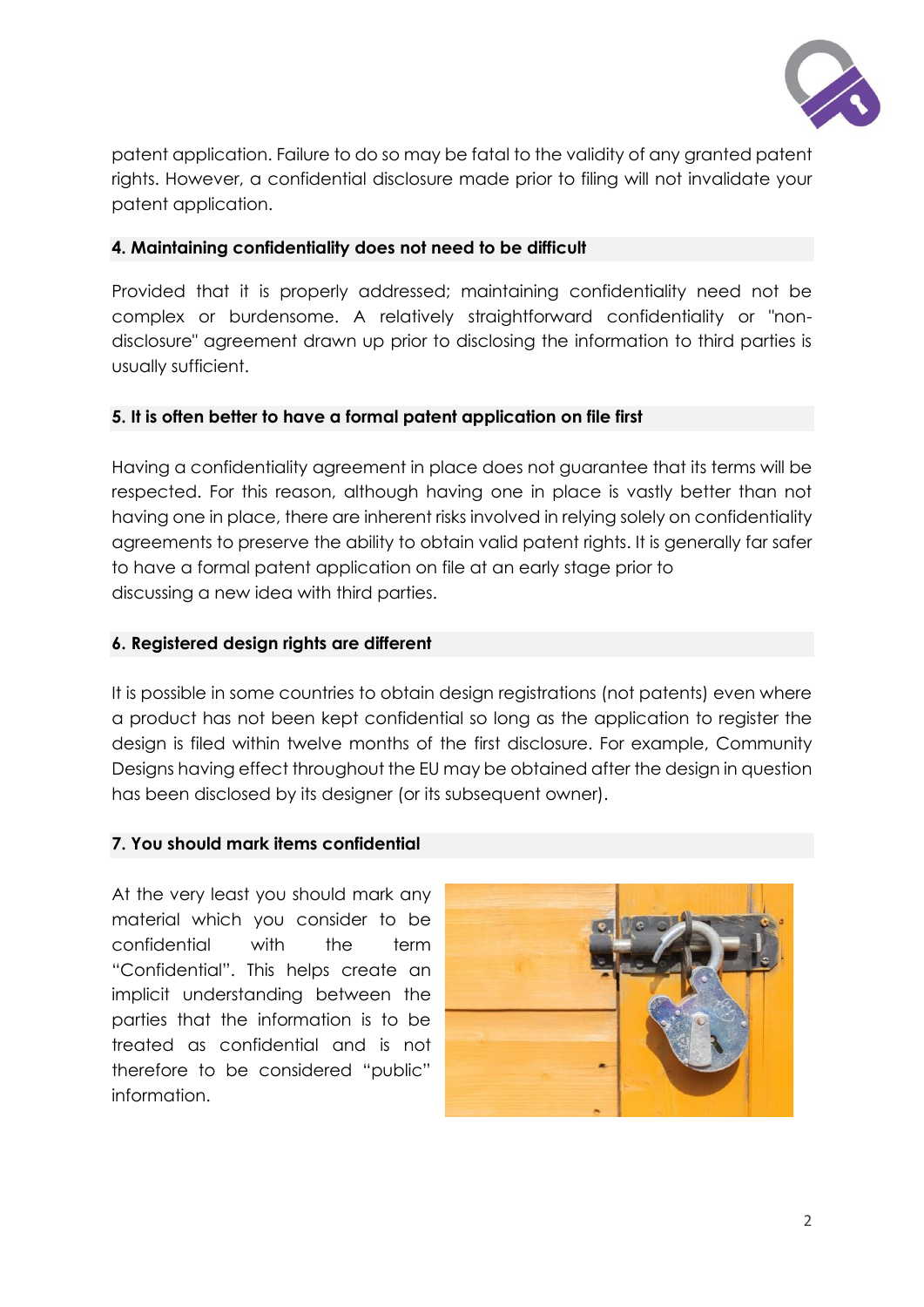patent application. Failure to do so may be fatal to the validity of any granted patent rights. However, a confidential disclosure made prior to filing will not invalidate your patent application.

#### 4. Maintaining confidentiality does not need to be difficult

Provided that it is properly addressed; maintaining confidentiality need not be complex or burdensome. A relatively straightforward confidentiality or "non-disclosure" agreement drawn up prior to disclosing the information to third parties is usually sufficient.

#### 5. It is often better to have a formal patent application on file first

Having a confidentiality agreement in place does not guarantee that its terms will be respected. For this reason, although having one in place is vastly better than not having one in place, there are inherent risks involved in relying solely on confidentiality agreements to preserve the ability to obtain valid patent rights. It is generally far safer to have a formal patent application on file at an early stage prior to discussing a new idea with third parties.

#### 6. Registered design rights are different

It is possible in some countries to obtain design registrations (not patents) even where a product has not been kept confidential so long as the application to register the design is filed within twelve months of the first disclosure. For example, Community Designs having effect throughout the EU may be obtained after the design in question has been disclosed by its designer (or its subsequent owner).

#### 7. You should mark items confidential

At the very least you should mark any material which you consider to be confidential with the term "Confidential". This helps create an implicit understanding between the parties that the information is to be treated as confidential and is not therefore to be considered "public" information.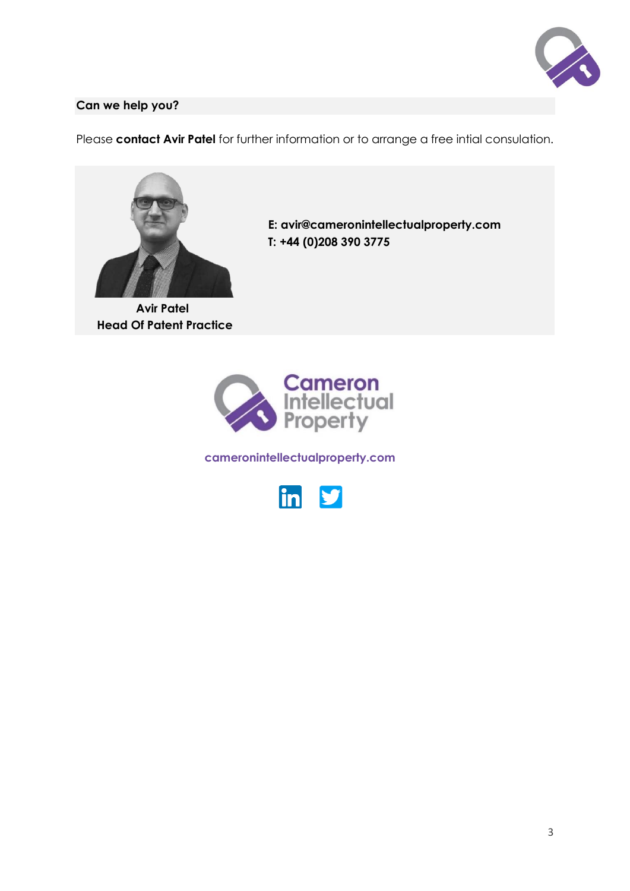## Can we help you?

Please **contact Avir Patel** for further information or to arrange a free intial consulation.

**E: avir@cameronintellectualproperty.com**
**T: +44 (0)208 390 3775**

**Avir Patel**
**Head Of Patent Practice**

Cameron Intellectual Property

**cameronintellectualproperty.com**